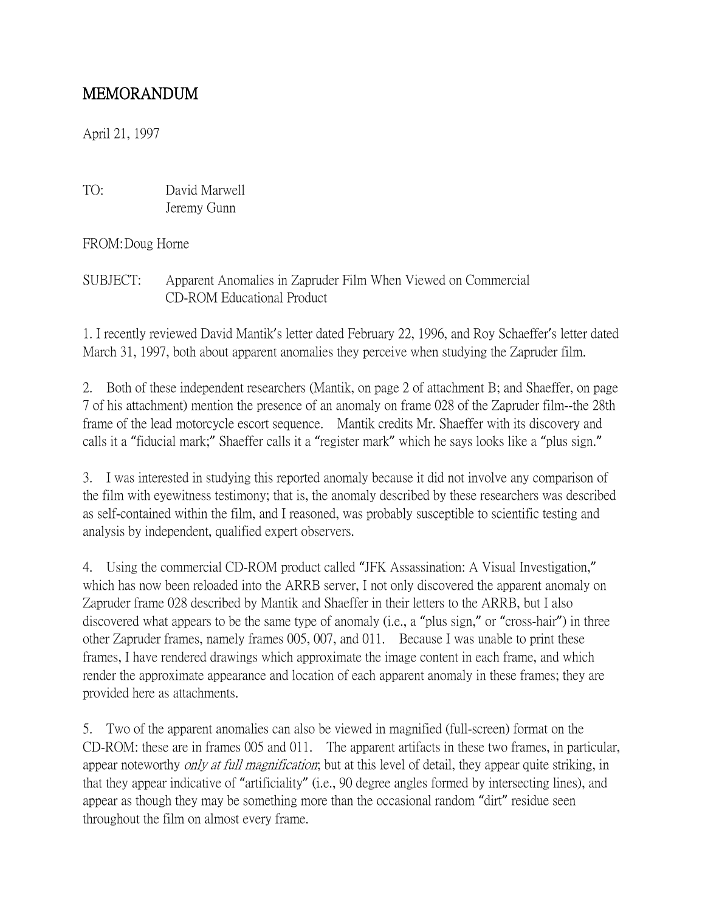# MEMORANDUM

April 21, 1997

TO: David Marwell
Jeremy Gunn

FROM: Doug Horne

SUBJECT: Apparent Anomalies in Zapruder Film When Viewed on Commercial CD-ROM Educational Product

1. I recently reviewed David Mantik's letter dated February 22, 1996, and Roy Schaeffer's letter dated March 31, 1997, both about apparent anomalies they perceive when studying the Zapruder film.

2. Both of these independent researchers (Mantik, on page 2 of attachment B; and Shaeffer, on page 7 of his attachment) mention the presence of an anomaly on frame 028 of the Zapruder film--the 28th frame of the lead motorcycle escort sequence. Mantik credits Mr. Shaeffer with its discovery and calls it a "fiducial mark;" Shaeffer calls it a "register mark" which he says looks like a "plus sign."

3. I was interested in studying this reported anomaly because it did not involve any comparison of the film with eyewitness testimony; that is, the anomaly described by these researchers was described as self-contained within the film, and I reasoned, was probably susceptible to scientific testing and analysis by independent, qualified expert observers.

4. Using the commercial CD-ROM product called "JFK Assassination: A Visual Investigation," which has now been reloaded into the ARRB server, I not only discovered the apparent anomaly on Zapruder frame 028 described by Mantik and Shaeffer in their letters to the ARRB, but I also discovered what appears to be the same type of anomaly (i.e., a "plus sign," or "cross-hair") in three other Zapruder frames, namely frames 005, 007, and 011. Because I was unable to print these frames, I have rendered drawings which approximate the image content in each frame, and which render the approximate appearance and location of each apparent anomaly in these frames; they are provided here as attachments.

5. Two of the apparent anomalies can also be viewed in magnified (full-screen) format on the CD-ROM: these are in frames 005 and 011. The apparent artifacts in these two frames, in particular, appear noteworthy *only at full magnification*; but at this level of detail, they appear quite striking, in that they appear indicative of "artificiality" (i.e., 90 degree angles formed by intersecting lines), and appear as though they may be something more than the occasional random "dirt" residue seen throughout the film on almost every frame.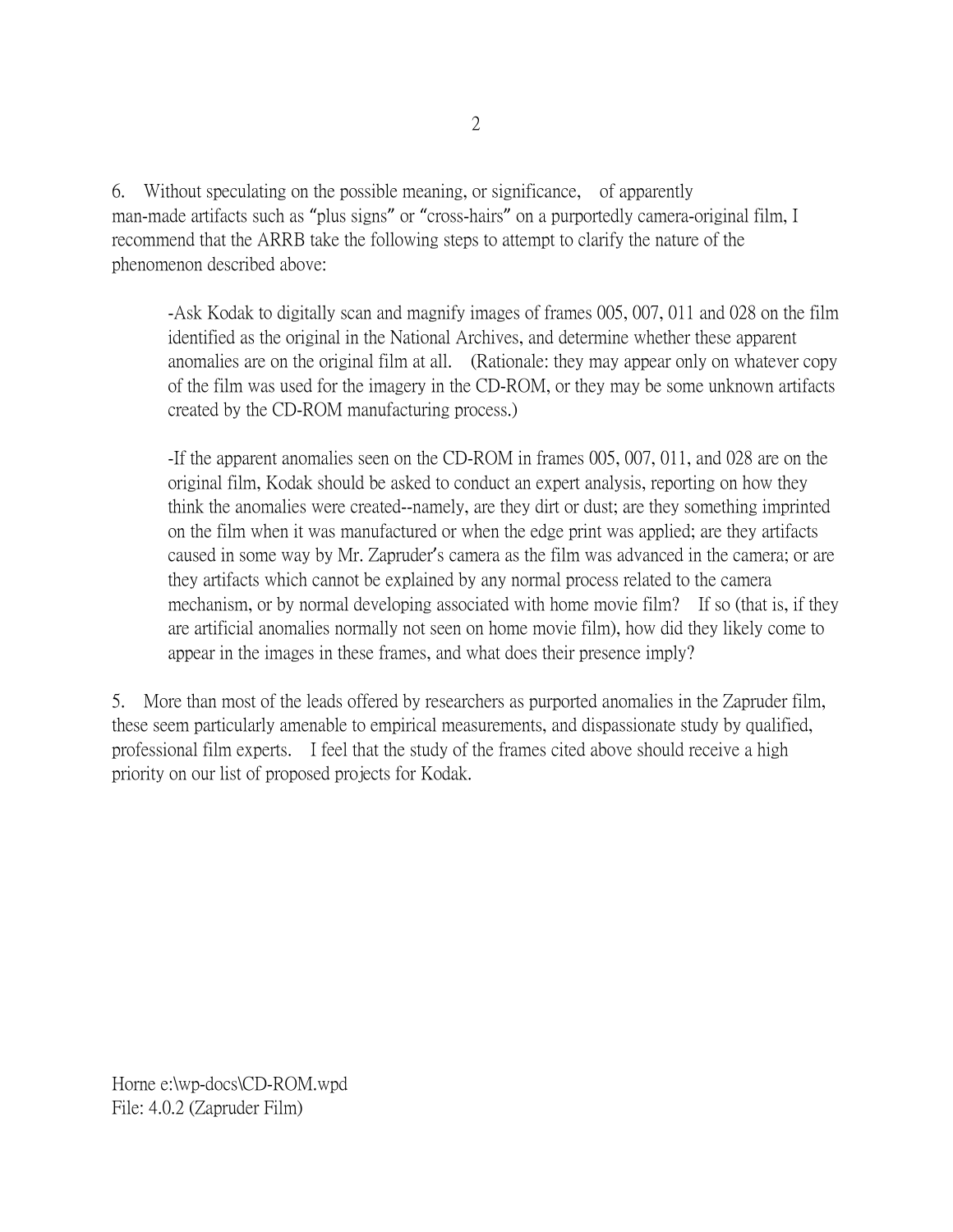6. Without speculating on the possible meaning, or significance, of apparently man-made artifacts such as "plus signs" or "cross-hairs" on a purportedly camera-original film, I recommend that the ARRB take the following steps to attempt to clarify the nature of the phenomenon described above:

> -Ask Kodak to digitally scan and magnify images of frames 005, 007, 011 and 028 on the film identified as the original in the National Archives, and determine whether these apparent anomalies are on the original film at all. (Rationale: they may appear only on whatever copy of the film was used for the imagery in the CD-ROM, or they may be some unknown artifacts created by the CD-ROM manufacturing process.)
>
> -If the apparent anomalies seen on the CD-ROM in frames 005, 007, 011, and 028 are on the original film, Kodak should be asked to conduct an expert analysis, reporting on how they think the anomalies were created--namely, are they dirt or dust; are they something imprinted on the film when it was manufactured or when the edge print was applied; are they artifacts caused in some way by Mr. Zapruder's camera as the film was advanced in the camera; or are they artifacts which cannot be explained by any normal process related to the camera mechanism, or by normal developing associated with home movie film? If so (that is, if they are artificial anomalies normally not seen on home movie film), how did they likely come to appear in the images in these frames, and what does their presence imply?

5. More than most of the leads offered by researchers as purported anomalies in the Zapruder film, these seem particularly amenable to empirical measurements, and dispassionate study by qualified, professional film experts. I feel that the study of the frames cited above should receive a high priority on our list of proposed projects for Kodak.

Horne e:\wp-docs\CD-ROM.wpd
File: 4.0.2 (Zapruder Film)